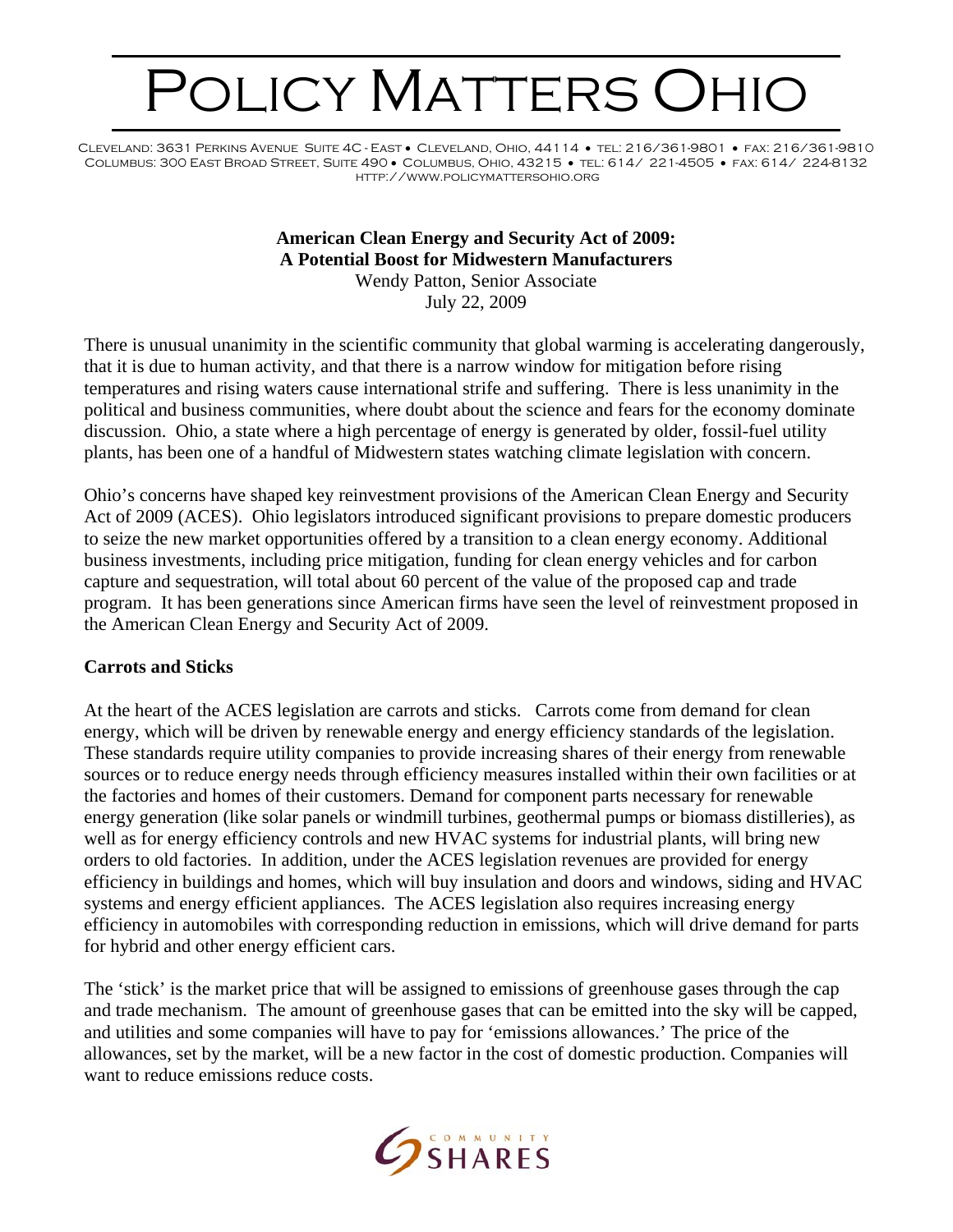# Policy Matters Ohio

Cleveland: 3631 Perkins Avenue Suite 4C - East • Cleveland, Ohio, 44114 • tel: 216/361-9801 • fax: 216/361-9810
Columbus: 300 East Broad Street, Suite 490 • Columbus, Ohio, 43215 • tel: 614/ 221-4505 • fax: 614/ 224-8132
http://www.policymattersohio.org

**American Clean Energy and Security Act of 2009:**
**A Potential Boost for Midwestern Manufacturers**
Wendy Patton, Senior Associate
July 22, 2009

There is unusual unanimity in the scientific community that global warming is accelerating dangerously, that it is due to human activity, and that there is a narrow window for mitigation before rising temperatures and rising waters cause international strife and suffering. There is less unanimity in the political and business communities, where doubt about the science and fears for the economy dominate discussion. Ohio, a state where a high percentage of energy is generated by older, fossil-fuel utility plants, has been one of a handful of Midwestern states watching climate legislation with concern.

Ohio's concerns have shaped key reinvestment provisions of the American Clean Energy and Security Act of 2009 (ACES). Ohio legislators introduced significant provisions to prepare domestic producers to seize the new market opportunities offered by a transition to a clean energy economy. Additional business investments, including price mitigation, funding for clean energy vehicles and for carbon capture and sequestration, will total about 60 percent of the value of the proposed cap and trade program. It has been generations since American firms have seen the level of reinvestment proposed in the American Clean Energy and Security Act of 2009.

## Carrots and Sticks

At the heart of the ACES legislation are carrots and sticks. Carrots come from demand for clean energy, which will be driven by renewable energy and energy efficiency standards of the legislation. These standards require utility companies to provide increasing shares of their energy from renewable sources or to reduce energy needs through efficiency measures installed within their own facilities or at the factories and homes of their customers. Demand for component parts necessary for renewable energy generation (like solar panels or windmill turbines, geothermal pumps or biomass distilleries), as well as for energy efficiency controls and new HVAC systems for industrial plants, will bring new orders to old factories. In addition, under the ACES legislation revenues are provided for energy efficiency in buildings and homes, which will buy insulation and doors and windows, siding and HVAC systems and energy efficient appliances. The ACES legislation also requires increasing energy efficiency in automobiles with corresponding reduction in emissions, which will drive demand for parts for hybrid and other energy efficient cars.

The 'stick' is the market price that will be assigned to emissions of greenhouse gases through the cap and trade mechanism. The amount of greenhouse gases that can be emitted into the sky will be capped, and utilities and some companies will have to pay for 'emissions allowances.' The price of the allowances, set by the market, will be a new factor in the cost of domestic production. Companies will want to reduce emissions reduce costs.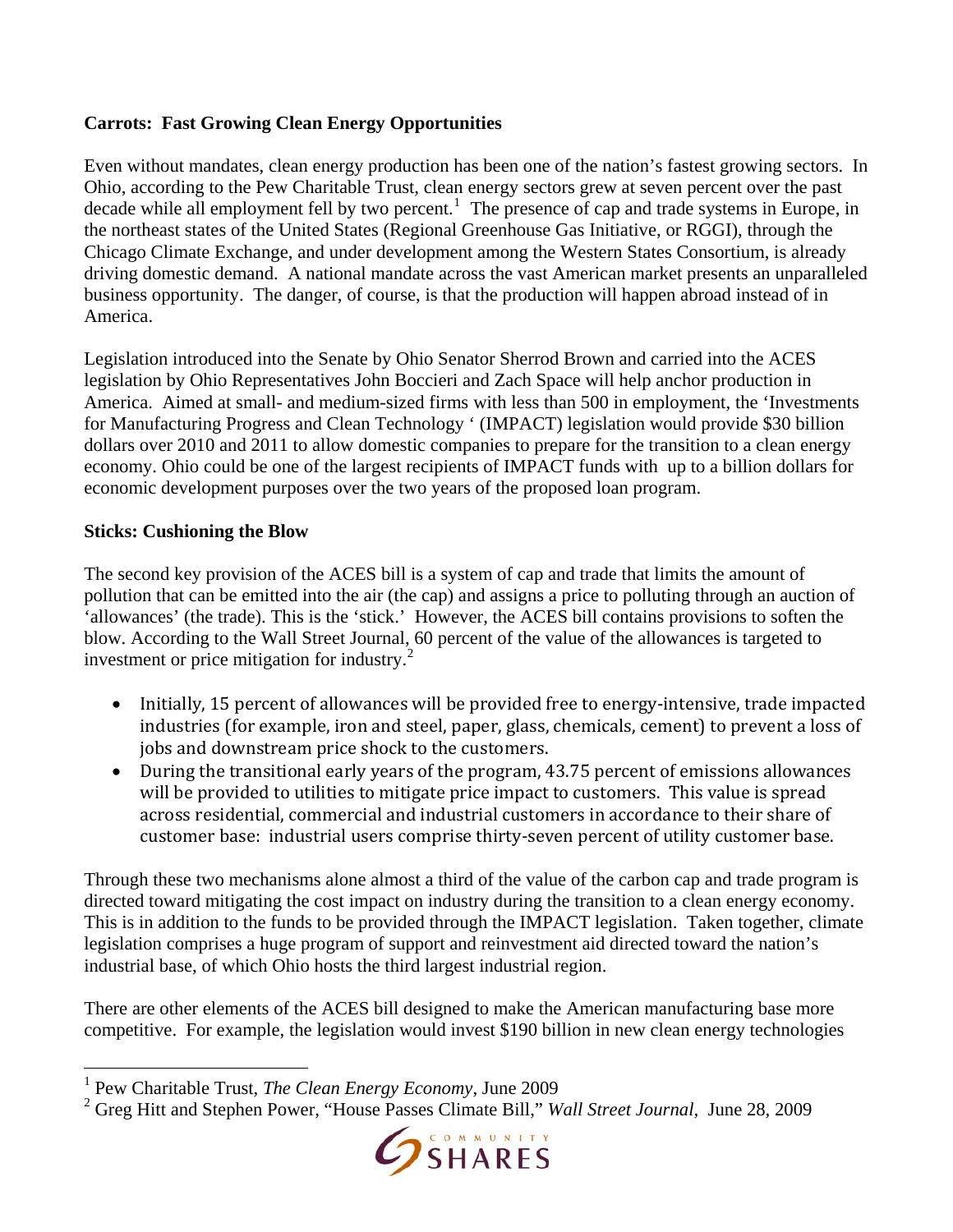**Carrots: Fast Growing Clean Energy Opportunities**

Even without mandates, clean energy production has been one of the nation's fastest growing sectors. In Ohio, according to the Pew Charitable Trust, clean energy sectors grew at seven percent over the past decade while all employment fell by two percent.[1] The presence of cap and trade systems in Europe, in the northeast states of the United States (Regional Greenhouse Gas Initiative, or RGGI), through the Chicago Climate Exchange, and under development among the Western States Consortium, is already driving domestic demand. A national mandate across the vast American market presents an unparalleled business opportunity. The danger, of course, is that the production will happen abroad instead of in America.

Legislation introduced into the Senate by Ohio Senator Sherrod Brown and carried into the ACES legislation by Ohio Representatives John Boccieri and Zach Space will help anchor production in America. Aimed at small- and medium-sized firms with less than 500 in employment, the 'Investments for Manufacturing Progress and Clean Technology ' (IMPACT) legislation would provide $30 billion dollars over 2010 and 2011 to allow domestic companies to prepare for the transition to a clean energy economy. Ohio could be one of the largest recipients of IMPACT funds with up to a billion dollars for economic development purposes over the two years of the proposed loan program.

**Sticks: Cushioning the Blow**

The second key provision of the ACES bill is a system of cap and trade that limits the amount of pollution that can be emitted into the air (the cap) and assigns a price to polluting through an auction of 'allowances' (the trade). This is the 'stick.' However, the ACES bill contains provisions to soften the blow. According to the Wall Street Journal, 60 percent of the value of the allowances is targeted to investment or price mitigation for industry.[2]

- Initially, 15 percent of allowances will be provided free to energy-intensive, trade impacted industries (for example, iron and steel, paper, glass, chemicals, cement) to prevent a loss of jobs and downstream price shock to the customers.
- During the transitional early years of the program, 43.75 percent of emissions allowances will be provided to utilities to mitigate price impact to customers. This value is spread across residential, commercial and industrial customers in accordance to their share of customer base: industrial users comprise thirty-seven percent of utility customer base.

Through these two mechanisms alone almost a third of the value of the carbon cap and trade program is directed toward mitigating the cost impact on industry during the transition to a clean energy economy. This is in addition to the funds to be provided through the IMPACT legislation. Taken together, climate legislation comprises a huge program of support and reinvestment aid directed toward the nation's industrial base, of which Ohio hosts the third largest industrial region.

There are other elements of the ACES bill designed to make the American manufacturing base more competitive. For example, the legislation would invest $190 billion in new clean energy technologies

---

[1] Pew Charitable Trust, *The Clean Energy Economy*, June 2009

[2] Greg Hitt and Stephen Power, "House Passes Climate Bill," *Wall Street Journal*, June 28, 2009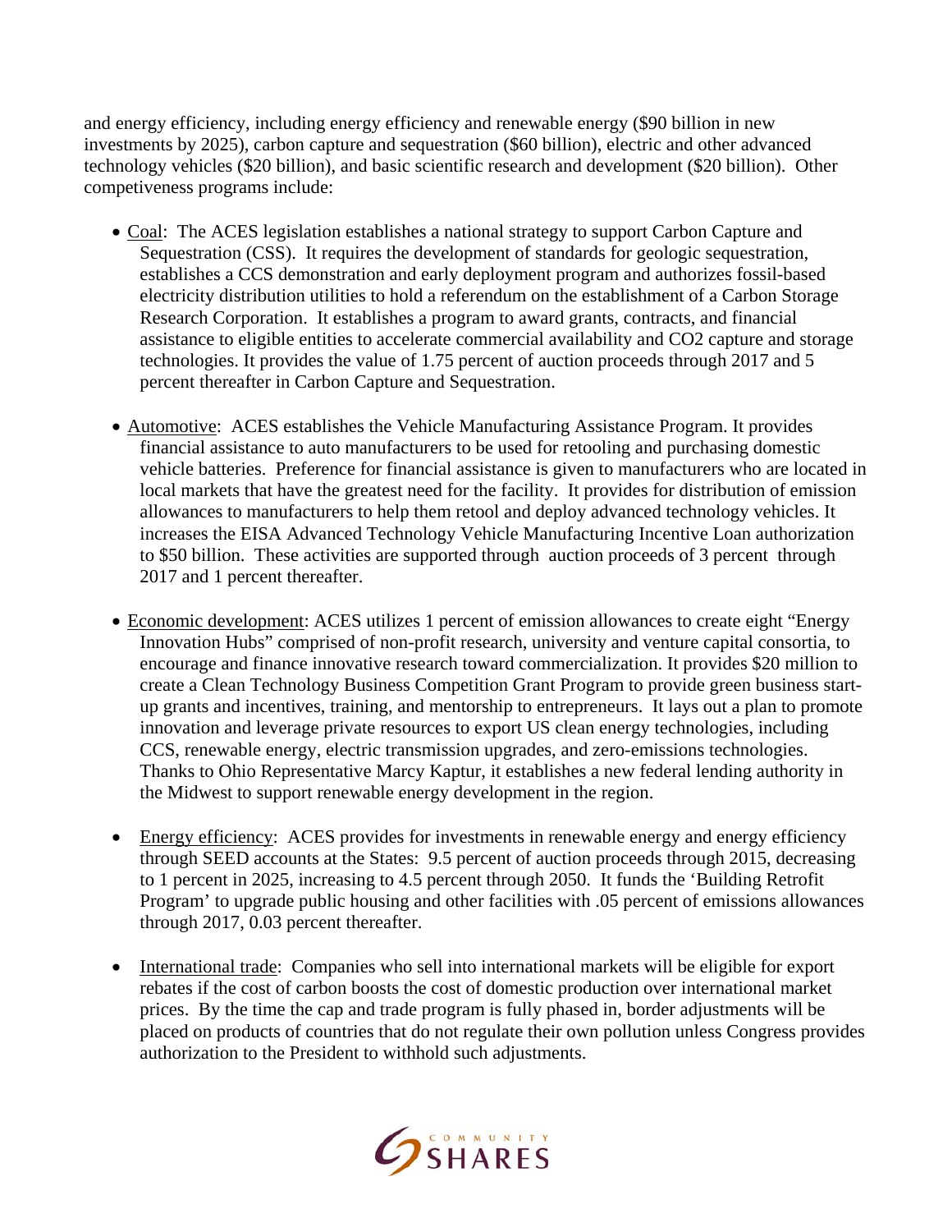and energy efficiency, including energy efficiency and renewable energy ($90 billion in new investments by 2025), carbon capture and sequestration ($60 billion), electric and other advanced technology vehicles ($20 billion), and basic scientific research and development ($20 billion). Other competiveness programs include:

- Coal: The ACES legislation establishes a national strategy to support Carbon Capture and Sequestration (CSS). It requires the development of standards for geologic sequestration, establishes a CCS demonstration and early deployment program and authorizes fossil-based electricity distribution utilities to hold a referendum on the establishment of a Carbon Storage Research Corporation. It establishes a program to award grants, contracts, and financial assistance to eligible entities to accelerate commercial availability and CO2 capture and storage technologies. It provides the value of 1.75 percent of auction proceeds through 2017 and 5 percent thereafter in Carbon Capture and Sequestration.

- Automotive: ACES establishes the Vehicle Manufacturing Assistance Program. It provides financial assistance to auto manufacturers to be used for retooling and purchasing domestic vehicle batteries. Preference for financial assistance is given to manufacturers who are located in local markets that have the greatest need for the facility. It provides for distribution of emission allowances to manufacturers to help them retool and deploy advanced technology vehicles. It increases the EISA Advanced Technology Vehicle Manufacturing Incentive Loan authorization to $50 billion. These activities are supported through auction proceeds of 3 percent through 2017 and 1 percent thereafter.

- Economic development: ACES utilizes 1 percent of emission allowances to create eight "Energy Innovation Hubs" comprised of non-profit research, university and venture capital consortia, to encourage and finance innovative research toward commercialization. It provides $20 million to create a Clean Technology Business Competition Grant Program to provide green business start-up grants and incentives, training, and mentorship to entrepreneurs. It lays out a plan to promote innovation and leverage private resources to export US clean energy technologies, including CCS, renewable energy, electric transmission upgrades, and zero-emissions technologies. Thanks to Ohio Representative Marcy Kaptur, it establishes a new federal lending authority in the Midwest to support renewable energy development in the region.

- Energy efficiency: ACES provides for investments in renewable energy and energy efficiency through SEED accounts at the States: 9.5 percent of auction proceeds through 2015, decreasing to 1 percent in 2025, increasing to 4.5 percent through 2050. It funds the 'Building Retrofit Program' to upgrade public housing and other facilities with .05 percent of emissions allowances through 2017, 0.03 percent thereafter.

- International trade: Companies who sell into international markets will be eligible for export rebates if the cost of carbon boosts the cost of domestic production over international market prices. By the time the cap and trade program is fully phased in, border adjustments will be placed on products of countries that do not regulate their own pollution unless Congress provides authorization to the President to withhold such adjustments.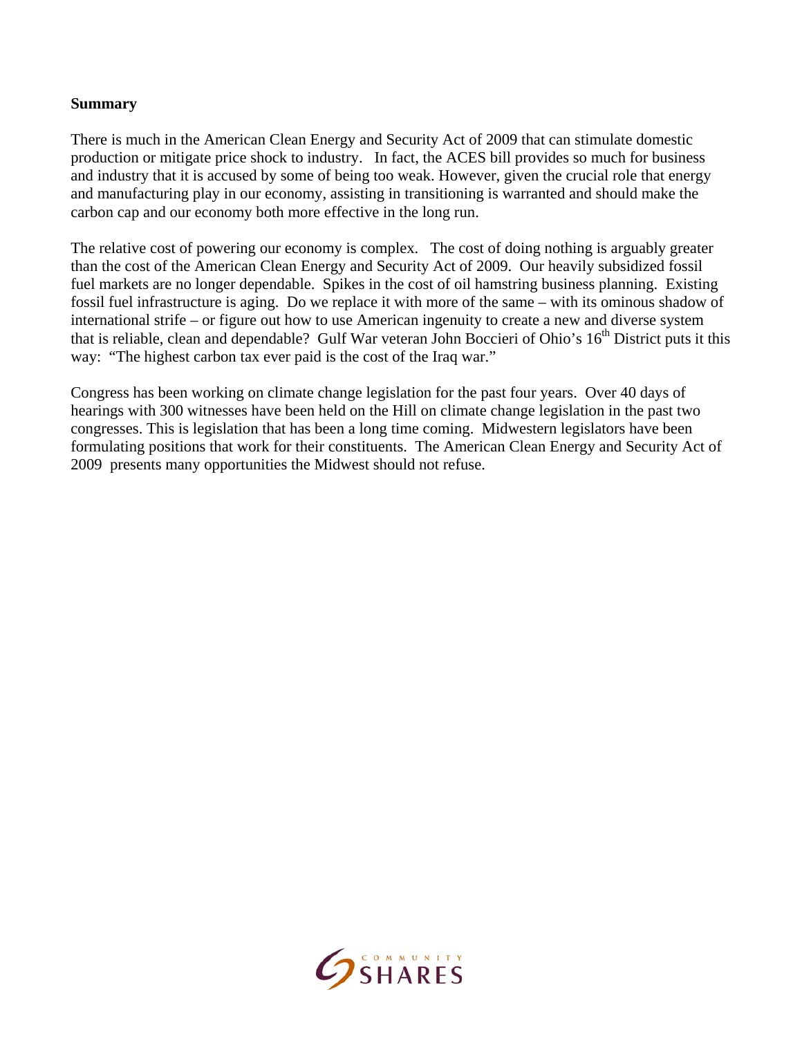**Summary**

There is much in the American Clean Energy and Security Act of 2009 that can stimulate domestic production or mitigate price shock to industry. In fact, the ACES bill provides so much for business and industry that it is accused by some of being too weak. However, given the crucial role that energy and manufacturing play in our economy, assisting in transitioning is warranted and should make the carbon cap and our economy both more effective in the long run.

The relative cost of powering our economy is complex. The cost of doing nothing is arguably greater than the cost of the American Clean Energy and Security Act of 2009. Our heavily subsidized fossil fuel markets are no longer dependable. Spikes in the cost of oil hamstring business planning. Existing fossil fuel infrastructure is aging. Do we replace it with more of the same – with its ominous shadow of international strife – or figure out how to use American ingenuity to create a new and diverse system that is reliable, clean and dependable? Gulf War veteran John Boccieri of Ohio's 16th District puts it this way: "The highest carbon tax ever paid is the cost of the Iraq war."

Congress has been working on climate change legislation for the past four years. Over 40 days of hearings with 300 witnesses have been held on the Hill on climate change legislation in the past two congresses. This is legislation that has been a long time coming. Midwestern legislators have been formulating positions that work for their constituents. The American Clean Energy and Security Act of 2009 presents many opportunities the Midwest should not refuse.

COMMUNITY SHARES